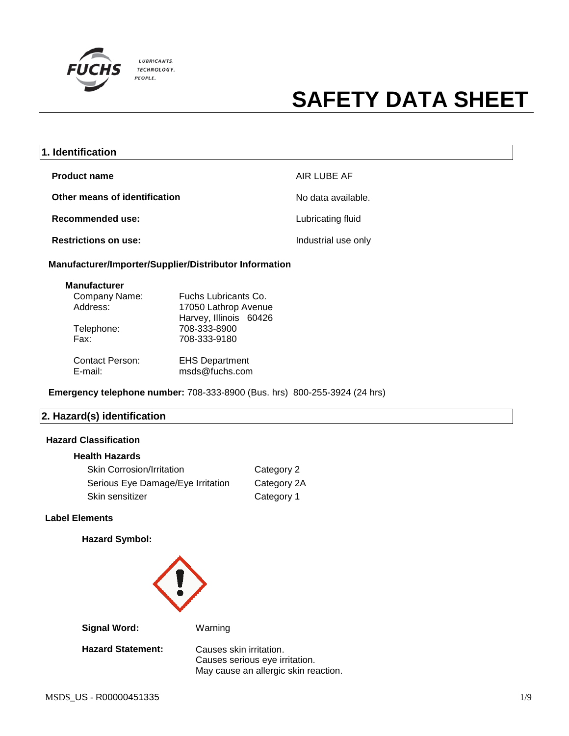FUCHS LUBRICANTS. TECHNOLOGY. PEOPLE.

# SAFETY DATA SHEET

## 1. Identification

| | |
|---|---|
| **Product name** | AIR LUBE AF |
| **Other means of identification** | No data available. |
| **Recommended use:** | Lubricating fluid |
| **Restrictions on use:** | Industrial use only |

### Manufacturer/Importer/Supplier/Distributor Information

**Manufacturer**

| | |
|---|---|
| Company Name: | Fuchs Lubricants Co. |
| Address: | 17050 Lathrop Avenue<br>Harvey, Illinois 60426 |
| Telephone: | 708-333-8900 |
| Fax: | 708-333-9180 |
| Contact Person: | EHS Department |
| E-mail: | msds@fuchs.com |

**Emergency telephone number:** 708-333-8900 (Bus. hrs) 800-255-3924 (24 hrs)

## 2. Hazard(s) identification

### Hazard Classification

**Health Hazards**

| | |
|---|---|
| Skin Corrosion/Irritation | Category 2 |
| Serious Eye Damage/Eye Irritation | Category 2A |
| Skin sensitizer | Category 1 |

### Label Elements

**Hazard Symbol:**

**Signal Word:** Warning

**Hazard Statement:** Causes skin irritation.
Causes serious eye irritation.
May cause an allergic skin reaction.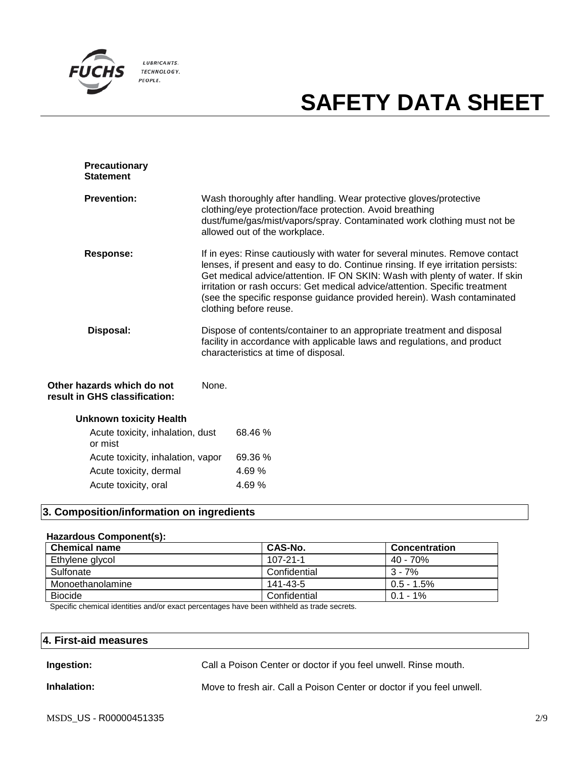**Precautionary Statement**

**Prevention:** Wash thoroughly after handling. Wear protective gloves/protective clothing/eye protection/face protection. Avoid breathing dust/fume/gas/mist/vapors/spray. Contaminated work clothing must not be allowed out of the workplace.

**Response:** If in eyes: Rinse cautiously with water for several minutes. Remove contact lenses, if present and easy to do. Continue rinsing. If eye irritation persists: Get medical advice/attention. IF ON SKIN: Wash with plenty of water. If skin irritation or rash occurs: Get medical advice/attention. Specific treatment (see the specific response guidance provided herein). Wash contaminated clothing before reuse.

**Disposal:** Dispose of contents/container to an appropriate treatment and disposal facility in accordance with applicable laws and regulations, and product characteristics at time of disposal.

**Other hazards which do not result in GHS classification:** None.

**Unknown toxicity Health**

| | |
|---|---|
| Acute toxicity, inhalation, dust or mist | 68.46 % |
| Acute toxicity, inhalation, vapor | 69.36 % |
| Acute toxicity, dermal | 4.69 % |
| Acute toxicity, oral | 4.69 % |

## 3. Composition/information on ingredients

**Hazardous Component(s):**

| Chemical name | CAS-No. | Concentration |
|---|---|---|
| Ethylene glycol | 107-21-1 | 40 - 70% |
| Sulfonate | Confidential | 3 - 7% |
| Monoethanolamine | 141-43-5 | 0.5 - 1.5% |
| Biocide | Confidential | 0.1 - 1% |

Specific chemical identities and/or exact percentages have been withheld as trade secrets.

## 4. First-aid measures

**Ingestion:** Call a Poison Center or doctor if you feel unwell. Rinse mouth.

**Inhalation:** Move to fresh air. Call a Poison Center or doctor if you feel unwell.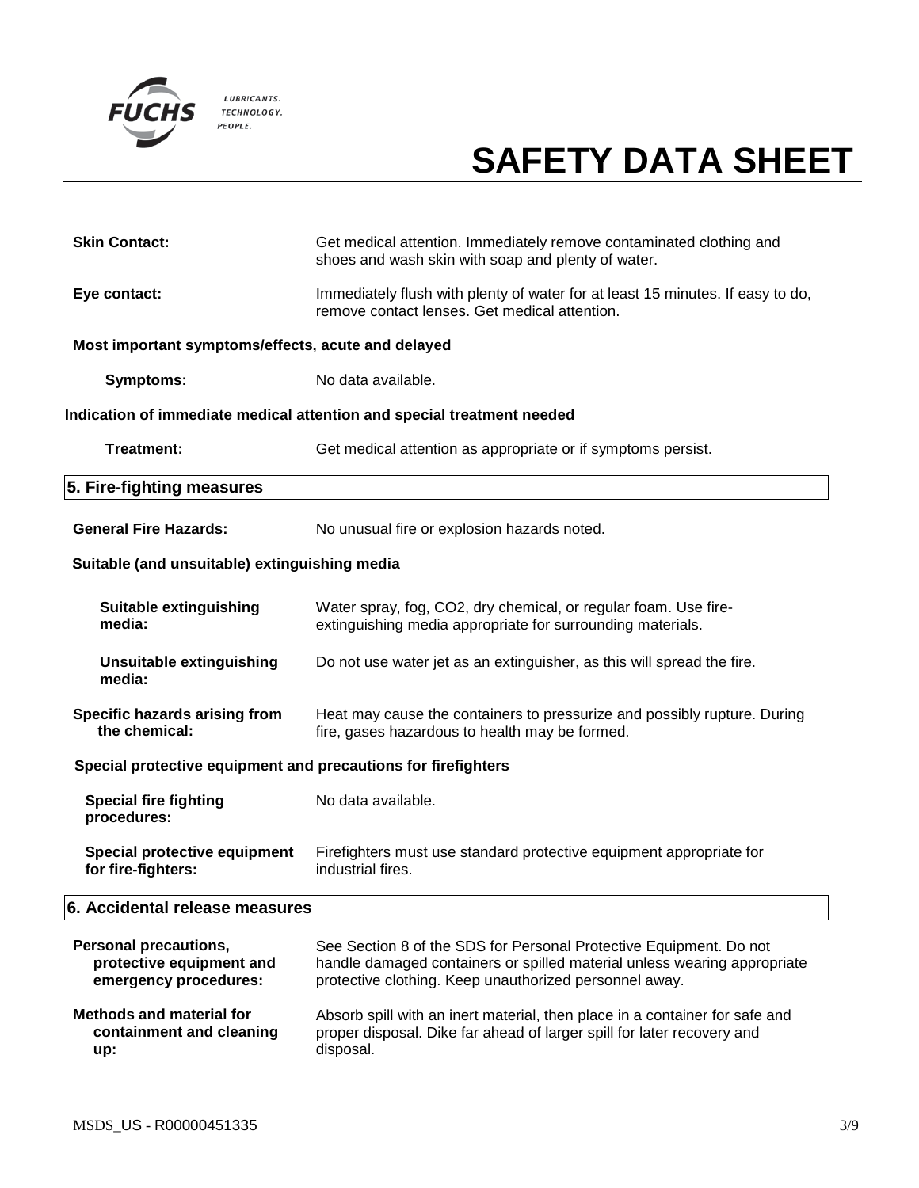**Skin Contact:** Get medical attention. Immediately remove contaminated clothing and shoes and wash skin with soap and plenty of water.

**Eye contact:** Immediately flush with plenty of water for at least 15 minutes. If easy to do, remove contact lenses. Get medical attention.

**Most important symptoms/effects, acute and delayed**

**Symptoms:** No data available.

**Indication of immediate medical attention and special treatment needed**

**Treatment:** Get medical attention as appropriate or if symptoms persist.

## 5. Fire-fighting measures

**General Fire Hazards:** No unusual fire or explosion hazards noted.

**Suitable (and unsuitable) extinguishing media**

**Suitable extinguishing media:** Water spray, fog, $CO_2$, dry chemical, or regular foam. Use fire-extinguishing media appropriate for surrounding materials.

**Unsuitable extinguishing media:** Do not use water jet as an extinguisher, as this will spread the fire.

**Specific hazards arising from the chemical:** Heat may cause the containers to pressurize and possibly rupture. During fire, gases hazardous to health may be formed.

**Special protective equipment and precautions for firefighters**

**Special fire fighting procedures:** No data available.

**Special protective equipment for fire-fighters:** Firefighters must use standard protective equipment appropriate for industrial fires.

## 6. Accidental release measures

**Personal precautions, protective equipment and emergency procedures:** See Section 8 of the SDS for Personal Protective Equipment. Do not handle damaged containers or spilled material unless wearing appropriate protective clothing. Keep unauthorized personnel away.

**Methods and material for containment and cleaning up:** Absorb spill with an inert material, then place in a container for safe and proper disposal. Dike far ahead of larger spill for later recovery and disposal.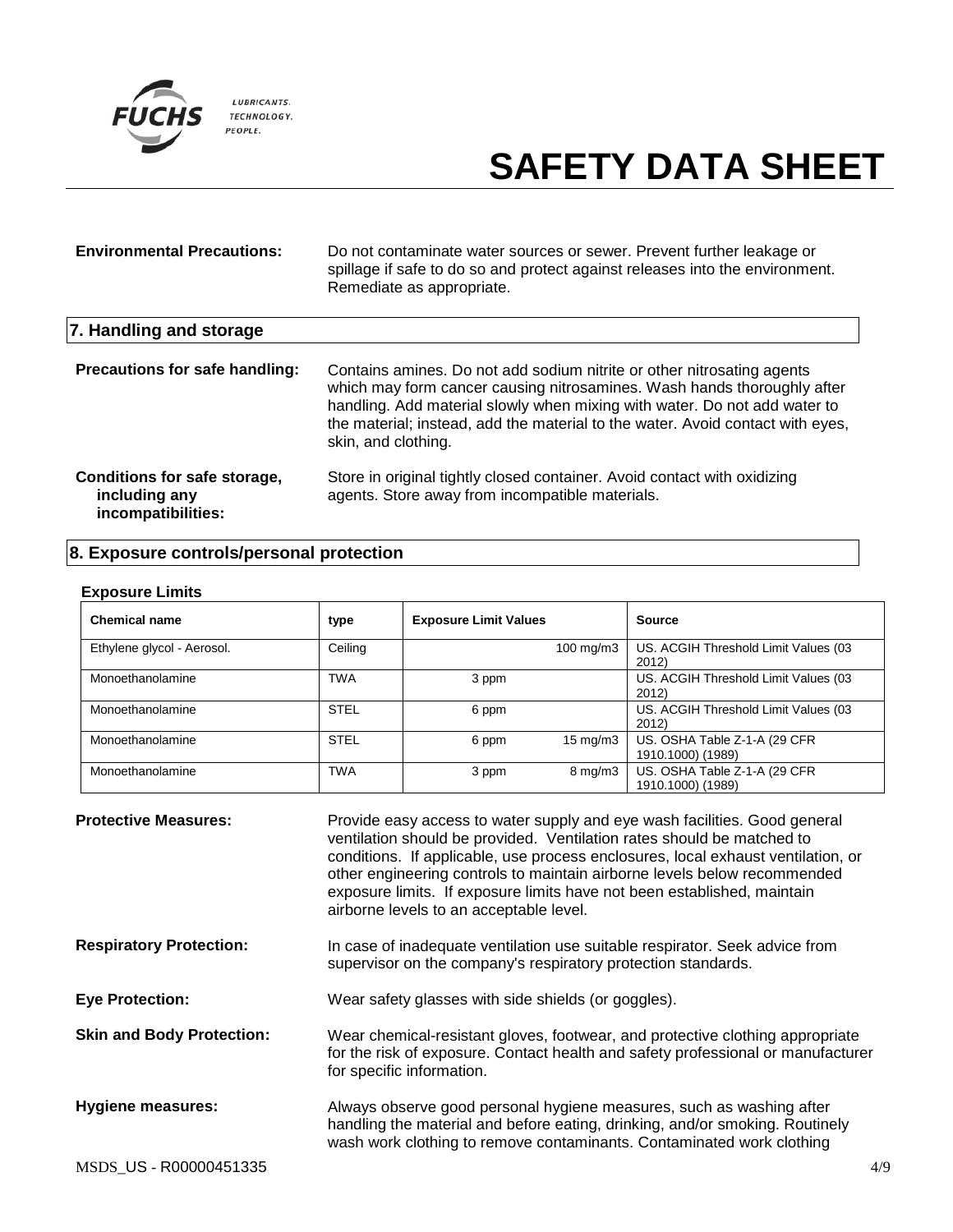**Environmental Precautions:** Do not contaminate water sources or sewer. Prevent further leakage or spillage if safe to do so and protect against releases into the environment. Remediate as appropriate.

## 7. Handling and storage

**Precautions for safe handling:** Contains amines. Do not add sodium nitrite or other nitrosating agents which may form cancer causing nitrosamines. Wash hands thoroughly after handling. Add material slowly when mixing with water. Do not add water to the material; instead, add the material to the water. Avoid contact with eyes, skin, and clothing.

**Conditions for safe storage, including any incompatibilities:** Store in original tightly closed container. Avoid contact with oxidizing agents. Store away from incompatible materials.

## 8. Exposure controls/personal protection

### Exposure Limits

| Chemical name | type | Exposure Limit Values | | Source |
|---|---|---|---|---|
| Ethylene glycol - Aerosol. | Ceiling | | 100 mg/m3 | US. ACGIH Threshold Limit Values (03 2012) |
| Monoethanolamine | TWA | 3 ppm | | US. ACGIH Threshold Limit Values (03 2012) |
| Monoethanolamine | STEL | 6 ppm | | US. ACGIH Threshold Limit Values (03 2012) |
| Monoethanolamine | STEL | 6 ppm | 15 mg/m3 | US. OSHA Table Z-1-A (29 CFR 1910.1000) (1989) |
| Monoethanolamine | TWA | 3 ppm | 8 mg/m3 | US. OSHA Table Z-1-A (29 CFR 1910.1000) (1989) |

**Protective Measures:** Provide easy access to water supply and eye wash facilities. Good general ventilation should be provided. Ventilation rates should be matched to conditions. If applicable, use process enclosures, local exhaust ventilation, or other engineering controls to maintain airborne levels below recommended exposure limits. If exposure limits have not been established, maintain airborne levels to an acceptable level.

**Respiratory Protection:** In case of inadequate ventilation use suitable respirator. Seek advice from supervisor on the company's respiratory protection standards.

**Eye Protection:** Wear safety glasses with side shields (or goggles).

**Skin and Body Protection:** Wear chemical-resistant gloves, footwear, and protective clothing appropriate for the risk of exposure. Contact health and safety professional or manufacturer for specific information.

**Hygiene measures:** Always observe good personal hygiene measures, such as washing after handling the material and before eating, drinking, and/or smoking. Routinely wash work clothing to remove contaminants. Contaminated work clothing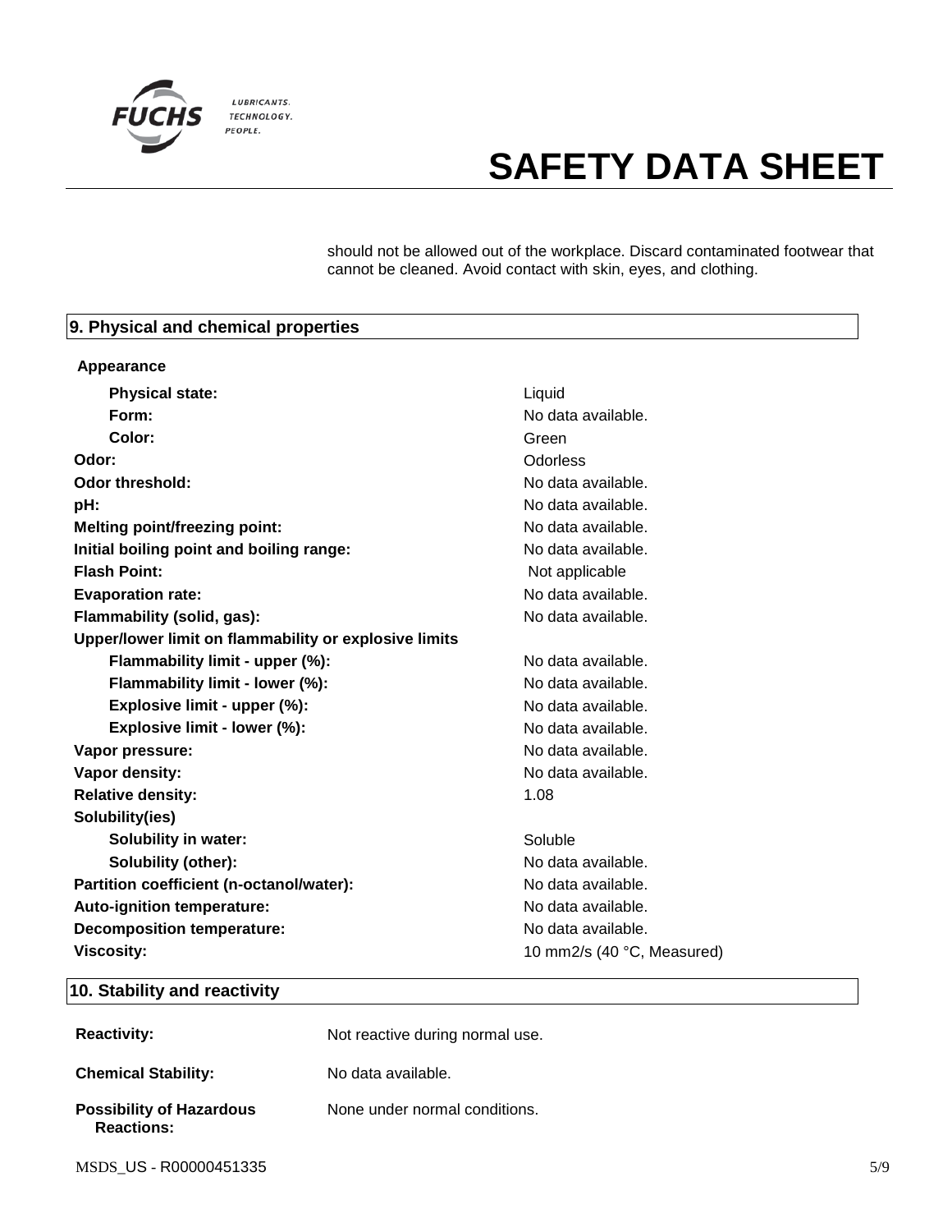should not be allowed out of the workplace. Discard contaminated footwear that cannot be cleaned. Avoid contact with skin, eyes, and clothing.

## 9. Physical and chemical properties

**Appearance**

| | |
|---|---|
| **Physical state:** | Liquid |
| **Form:** | No data available. |
| **Color:** | Green |
| **Odor:** | Odorless |
| **Odor threshold:** | No data available. |
| **pH:** | No data available. |
| **Melting point/freezing point:** | No data available. |
| **Initial boiling point and boiling range:** | No data available. |
| **Flash Point:** | Not applicable |
| **Evaporation rate:** | No data available. |
| **Flammability (solid, gas):** | No data available. |
| **Upper/lower limit on flammability or explosive limits** | |
| **Flammability limit - upper (%):** | No data available. |
| **Flammability limit - lower (%):** | No data available. |
| **Explosive limit - upper (%):** | No data available. |
| **Explosive limit - lower (%):** | No data available. |
| **Vapor pressure:** | No data available. |
| **Vapor density:** | No data available. |
| **Relative density:** | 1.08 |
| **Solubility(ies)** | |
| **Solubility in water:** | Soluble |
| **Solubility (other):** | No data available. |
| **Partition coefficient (n-octanol/water):** | No data available. |
| **Auto-ignition temperature:** | No data available. |
| **Decomposition temperature:** | No data available. |
| **Viscosity:** | 10 mm2/s (40 °C, Measured) |

## 10. Stability and reactivity

| | |
|---|---|
| **Reactivity:** | Not reactive during normal use. |
| **Chemical Stability:** | No data available. |
| **Possibility of Hazardous Reactions:** | None under normal conditions. |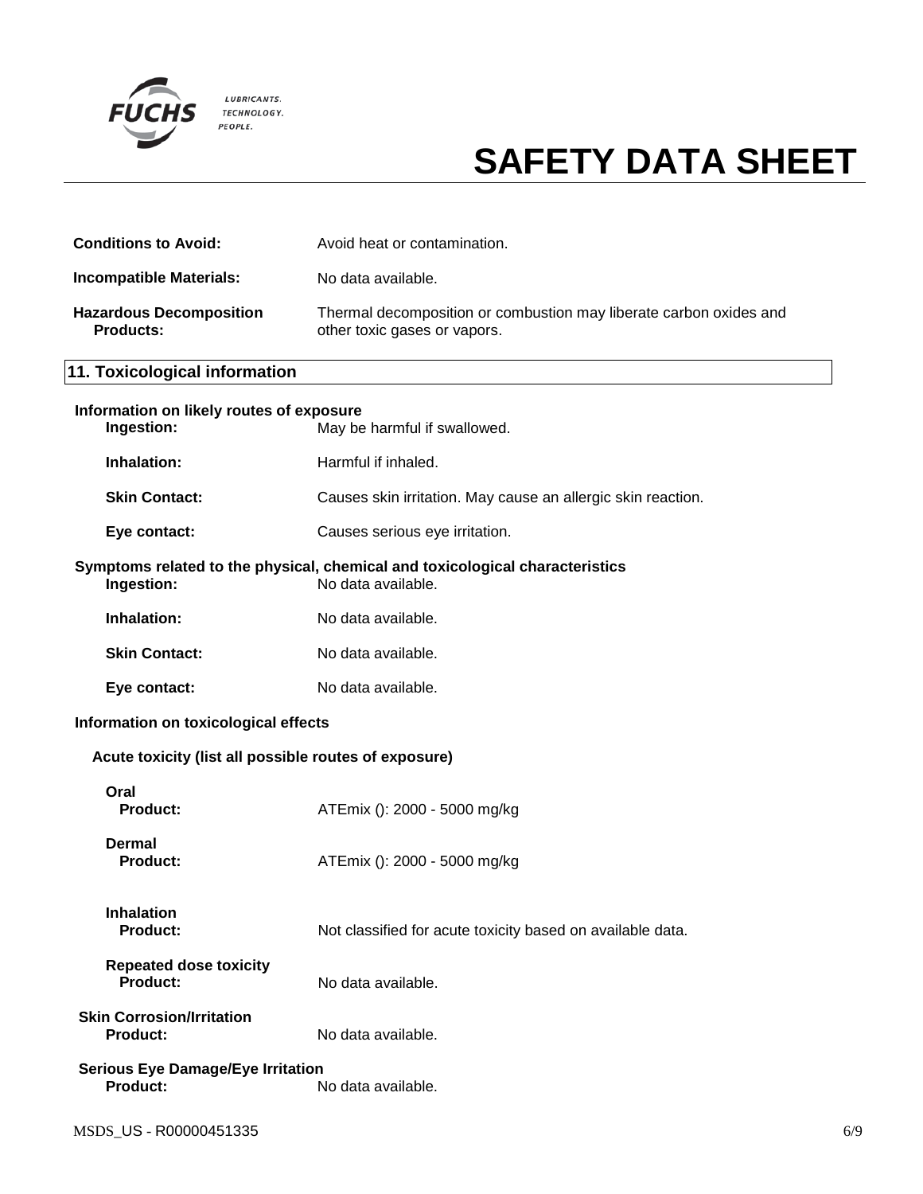| | |
|---|---|
| **Conditions to Avoid:** | Avoid heat or contamination. |
| **Incompatible Materials:** | No data available. |
| **Hazardous Decomposition Products:** | Thermal decomposition or combustion may liberate carbon oxides and other toxic gases or vapors. |

## 11. Toxicological information

**Information on likely routes of exposure**

| | |
|---|---|
| **Ingestion:** | May be harmful if swallowed. |
| **Inhalation:** | Harmful if inhaled. |
| **Skin Contact:** | Causes skin irritation. May cause an allergic skin reaction. |
| **Eye contact:** | Causes serious eye irritation. |

**Symptoms related to the physical, chemical and toxicological characteristics**

| | |
|---|---|
| **Ingestion:** | No data available. |
| **Inhalation:** | No data available. |
| **Skin Contact:** | No data available. |
| **Eye contact:** | No data available. |

**Information on toxicological effects**

**Acute toxicity (list all possible routes of exposure)**

**Oral**

| | |
|---|---|
| **Product:** | ATEmix (): 2000 - 5000 mg/kg |

**Dermal**

| | |
|---|---|
| **Product:** | ATEmix (): 2000 - 5000 mg/kg |

**Inhalation**

| | |
|---|---|
| **Product:** | Not classified for acute toxicity based on available data. |

**Repeated dose toxicity**

| | |
|---|---|
| **Product:** | No data available. |

**Skin Corrosion/Irritation**

| | |
|---|---|
| **Product:** | No data available. |

**Serious Eye Damage/Eye Irritation**

| | |
|---|---|
| **Product:** | No data available. |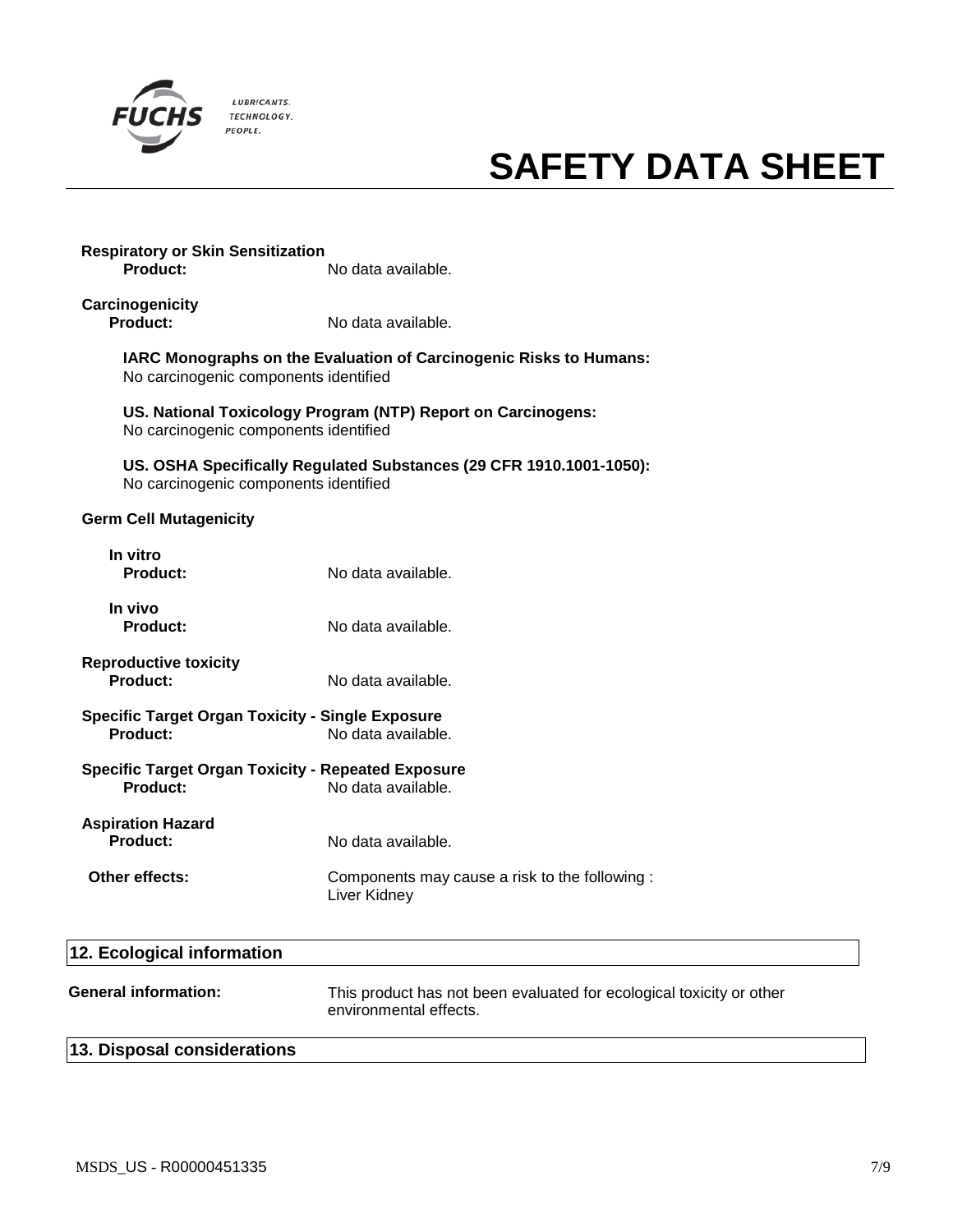**Respiratory or Skin Sensitization**

**Product:** No data available.

**Carcinogenicity**

**Product:** No data available.

**IARC Monographs on the Evaluation of Carcinogenic Risks to Humans:**
No carcinogenic components identified

**US. National Toxicology Program (NTP) Report on Carcinogens:**
No carcinogenic components identified

**US. OSHA Specifically Regulated Substances (29 CFR 1910.1001-1050):**
No carcinogenic components identified

**Germ Cell Mutagenicity**

**In vitro**

**Product:** No data available.

**In vivo**

**Product:** No data available.

**Reproductive toxicity**

**Product:** No data available.

**Specific Target Organ Toxicity - Single Exposure**

**Product:** No data available.

**Specific Target Organ Toxicity - Repeated Exposure**

**Product:** No data available.

**Aspiration Hazard**

**Product:** No data available.

**Other effects:** Components may cause a risk to the following :
Liver Kidney

## 12. Ecological information

**General information:** This product has not been evaluated for ecological toxicity or other environmental effects.

## 13. Disposal considerations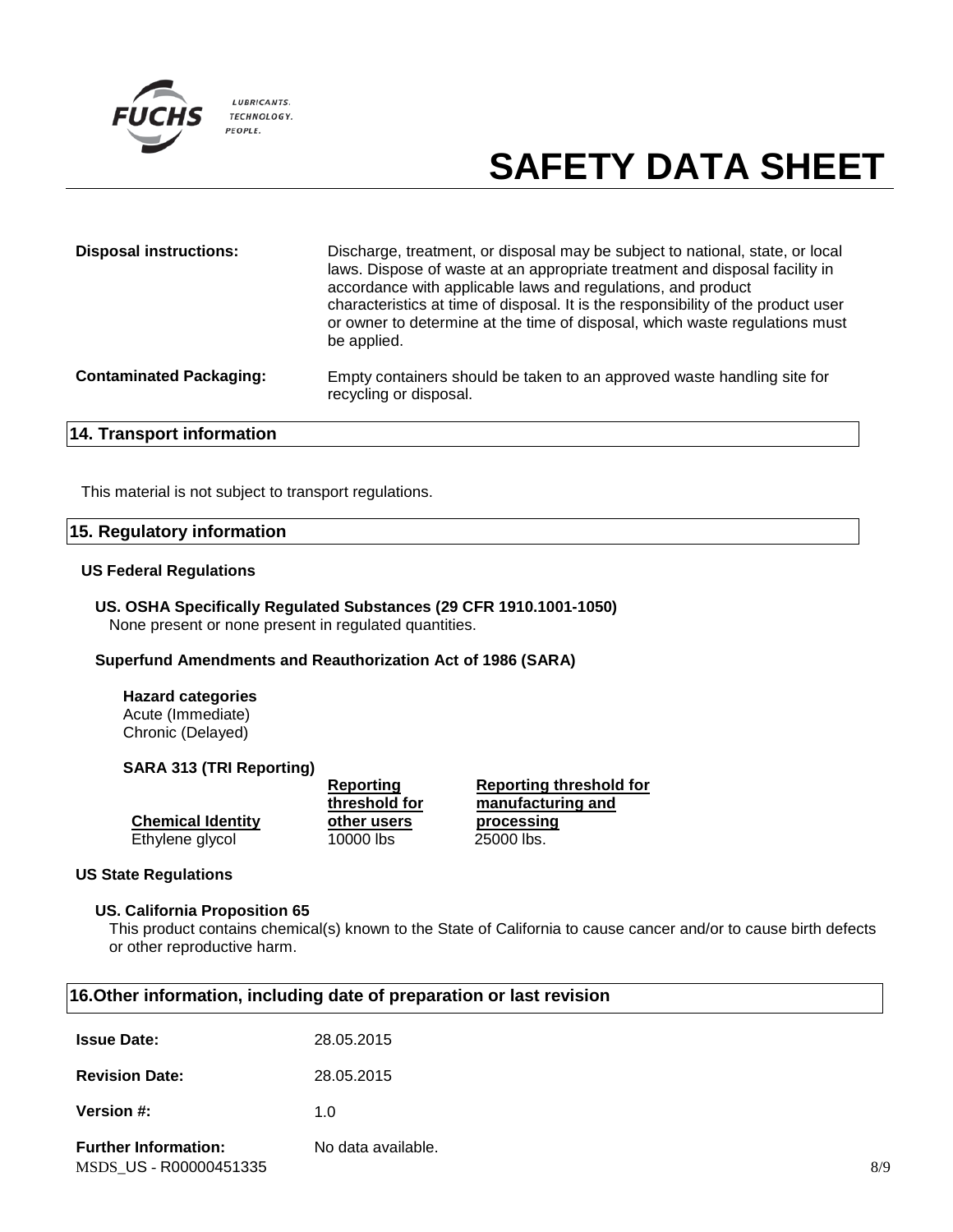| | |
|---|---|
| **Disposal instructions:** | Discharge, treatment, or disposal may be subject to national, state, or local laws. Dispose of waste at an appropriate treatment and disposal facility in accordance with applicable laws and regulations, and product characteristics at time of disposal. It is the responsibility of the product user or owner to determine at the time of disposal, which waste regulations must be applied. |
| **Contaminated Packaging:** | Empty containers should be taken to an approved waste handling site for recycling or disposal. |

## 14. Transport information

This material is not subject to transport regulations.

## 15. Regulatory information

### US Federal Regulations

**US. OSHA Specifically Regulated Substances (29 CFR 1910.1001-1050)**
None present or none present in regulated quantities.

**Superfund Amendments and Reauthorization Act of 1986 (SARA)**

**Hazard categories**
Acute (Immediate)
Chronic (Delayed)

**SARA 313 (TRI Reporting)**

| Chemical Identity | Reporting threshold for other users | Reporting threshold for manufacturing and processing |
|---|---|---|
| Ethylene glycol | 10000 lbs | 25000 lbs. |

### US State Regulations

**US. California Proposition 65**
This product contains chemical(s) known to the State of California to cause cancer and/or to cause birth defects or other reproductive harm.

## 16.Other information, including date of preparation or last revision

| | |
|---|---|
| **Issue Date:** | 28.05.2015 |
| **Revision Date:** | 28.05.2015 |
| **Version #:** | 1.0 |
| **Further Information:** | No data available. |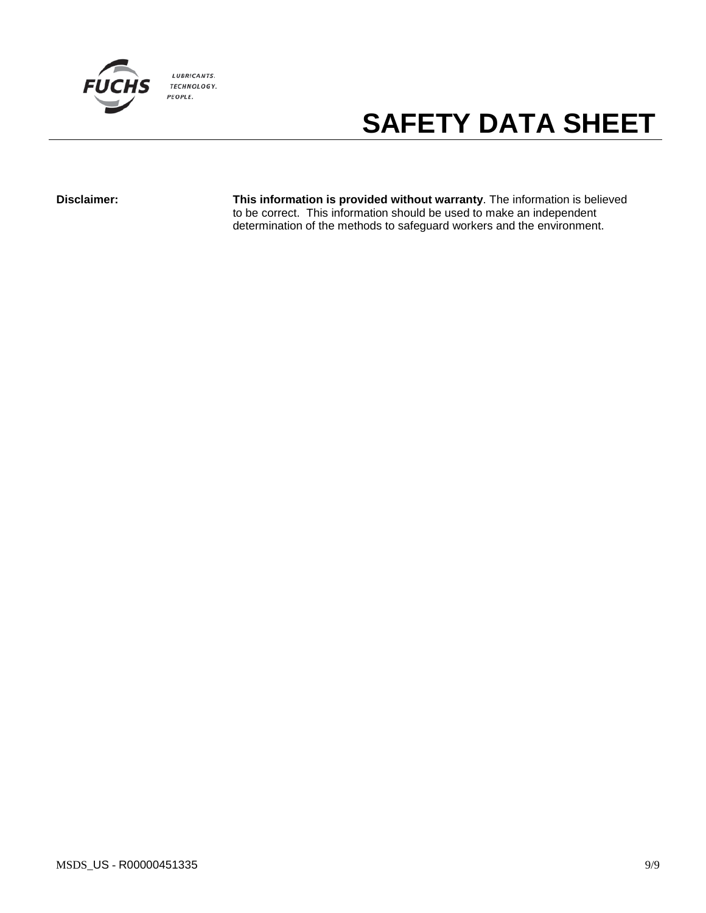# SAFETY DATA SHEET

**Disclaimer:** **This information is provided without warranty**. The information is believed to be correct. This information should be used to make an independent determination of the methods to safeguard workers and the environment.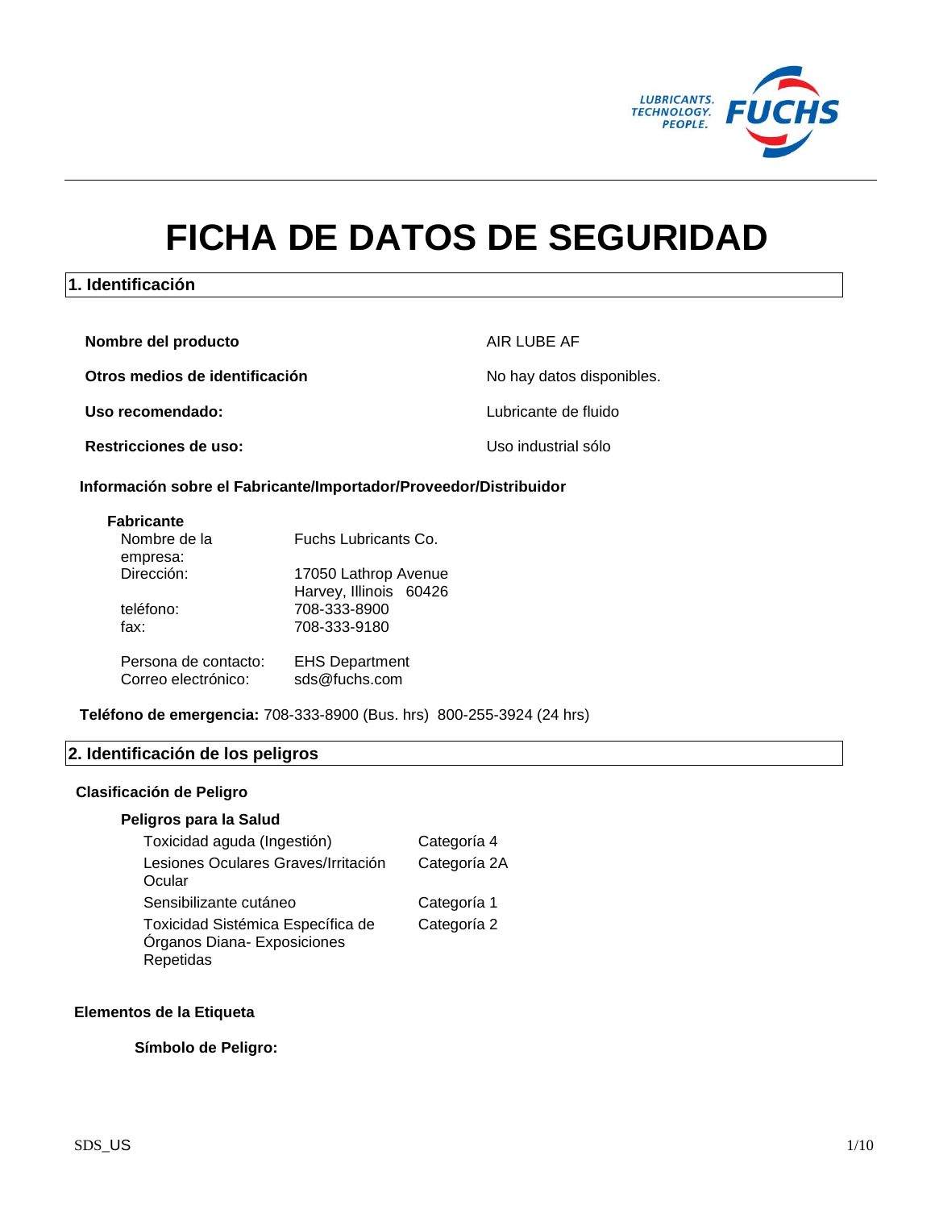# FICHA DE DATOS DE SEGURIDAD

## 1. Identificación

| | |
|---|---|
| **Nombre del producto** | AIR LUBE AF |
| **Otros medios de identificación** | No hay datos disponibles. |
| **Uso recomendado:** | Lubricante de fluido |
| **Restricciones de uso:** | Uso industrial sólo |

### Información sobre el Fabricante/Importador/Proveedor/Distribuidor

**Fabricante**

| | |
|---|---|
| Nombre de la empresa: | Fuchs Lubricants Co. |
| Dirección: | 17050 Lathrop Avenue<br>Harvey, Illinois 60426 |
| teléfono: | 708-333-8900 |
| fax: | 708-333-9180 |
| Persona de contacto: | EHS Department |
| Correo electrónico: | sds@fuchs.com |

**Teléfono de emergencia:** 708-333-8900 (Bus. hrs) 800-255-3924 (24 hrs)

## 2. Identificación de los peligros

### Clasificación de Peligro

**Peligros para la Salud**

| | |
|---|---|
| Toxicidad aguda (Ingestión) | Categoría 4 |
| Lesiones Oculares Graves/Irritación Ocular | Categoría 2A |
| Sensibilizante cutáneo | Categoría 1 |
| Toxicidad Sistémica Específica de Órganos Diana- Exposiciones Repetidas | Categoría 2 |

### Elementos de la Etiqueta

**Símbolo de Peligro:**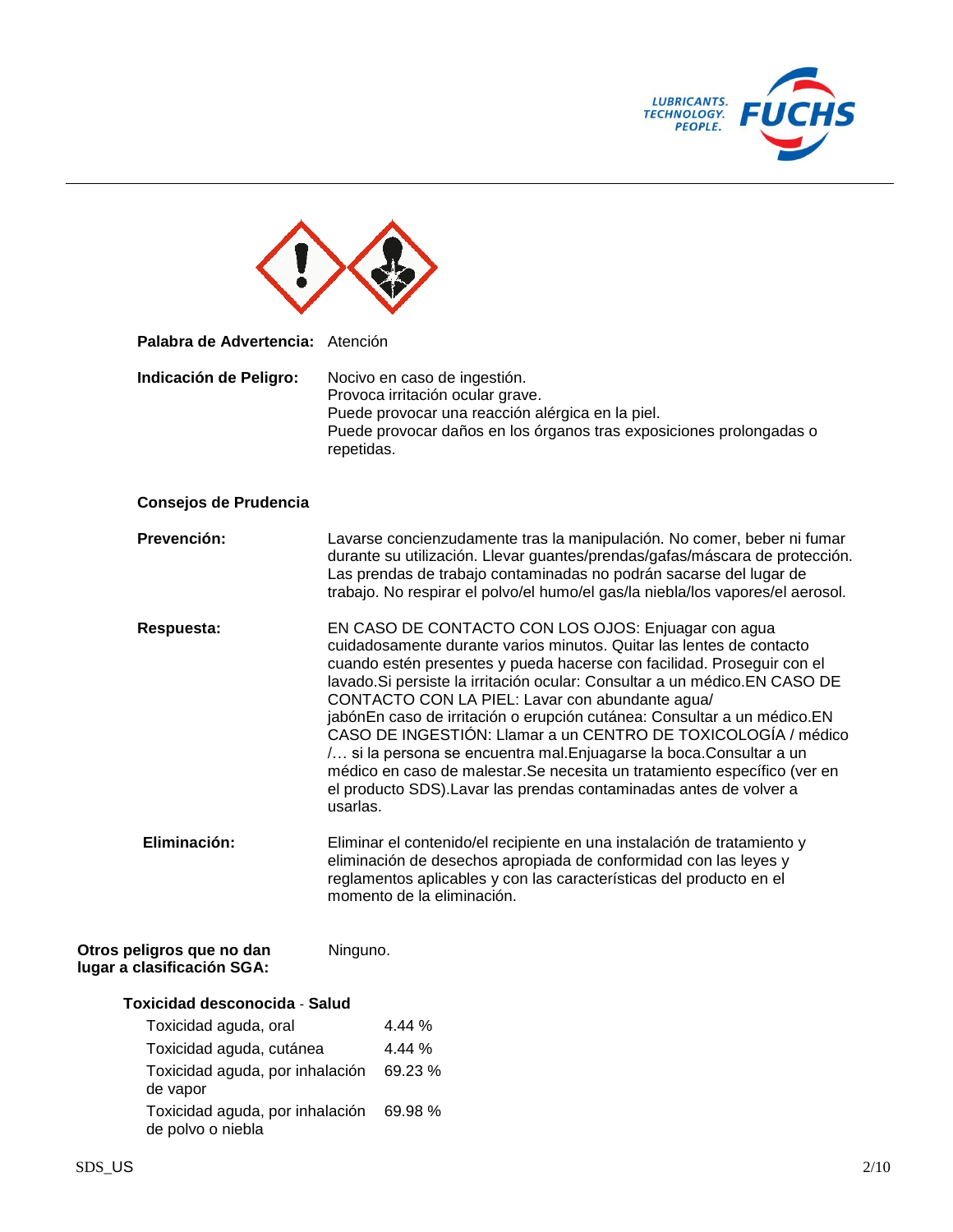**Palabra de Advertencia:** Atención

**Indicación de Peligro:**
Nocivo en caso de ingestión.
Provoca irritación ocular grave.
Puede provocar una reacción alérgica en la piel.
Puede provocar daños en los órganos tras exposiciones prolongadas o repetidas.

**Consejos de Prudencia**

**Prevención:** Lavarse concienzudamente tras la manipulación. No comer, beber ni fumar durante su utilización. Llevar guantes/prendas/gafas/máscara de protección. Las prendas de trabajo contaminadas no podrán sacarse del lugar de trabajo. No respirar el polvo/el humo/el gas/la niebla/los vapores/el aerosol.

**Respuesta:** EN CASO DE CONTACTO CON LOS OJOS: Enjuagar con agua cuidadosamente durante varios minutos. Quitar las lentes de contacto cuando estén presentes y pueda hacerse con facilidad. Proseguir con el lavado.Si persiste la irritación ocular: Consultar a un médico.EN CASO DE CONTACTO CON LA PIEL: Lavar con abundante agua/ jabónEn caso de irritación o erupción cutánea: Consultar a un médico.EN CASO DE INGESTIÓN: Llamar a un CENTRO DE TOXICOLOGÍA / médico /… si la persona se encuentra mal.Enjuagarse la boca.Consultar a un médico en caso de malestar.Se necesita un tratamiento específico (ver en el producto SDS).Lavar las prendas contaminadas antes de volver a usarlas.

**Eliminación:** Eliminar el contenido/el recipiente en una instalación de tratamiento y eliminación de desechos apropiada de conformidad con las leyes y reglamentos aplicables y con las características del producto en el momento de la eliminación.

**Otros peligros que no dan lugar a clasificación SGA:** Ninguno.

**Toxicidad desconocida - Salud**

| | |
|---|---|
| Toxicidad aguda, oral | 4.44 % |
| Toxicidad aguda, cutánea | 4.44 % |
| Toxicidad aguda, por inhalación de vapor | 69.23 % |
| Toxicidad aguda, por inhalación de polvo o niebla | 69.98 % |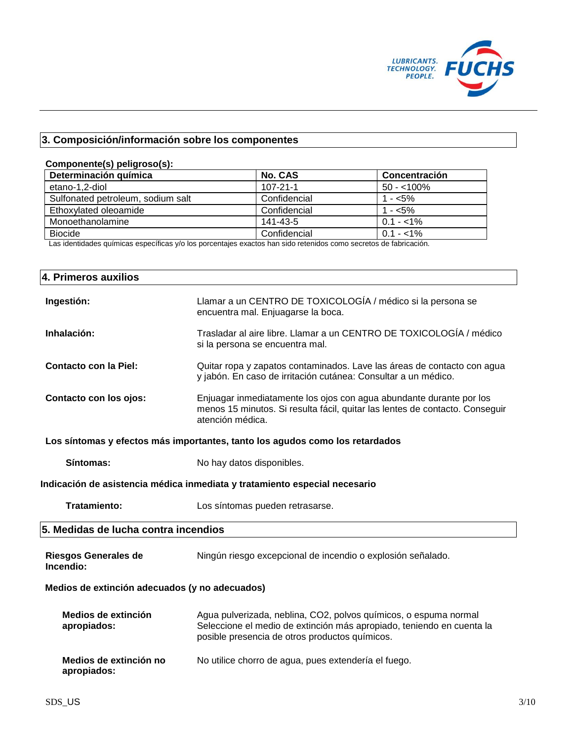## 3. Composición/información sobre los componentes

**Componente(s) peligroso(s):**

| Determinación química | No. CAS | Concentración |
|---|---|---|
| etano-1,2-diol | 107-21-1 | 50 - <100% |
| Sulfonated petroleum, sodium salt | Confidencial | 1 - <5% |
| Ethoxylated oleoamide | Confidencial | 1 - <5% |
| Monoethanolamine | 141-43-5 | 0.1 - <1% |
| Biocide | Confidencial | 0.1 - <1% |

Las identidades químicas específicas y/o los porcentajes exactos han sido retenidos como secretos de fabricación.

## 4. Primeros auxilios

**Ingestión:** Llamar a un CENTRO DE TOXICOLOGÍA / médico si la persona se encuentra mal. Enjuagarse la boca.

**Inhalación:** Trasladar al aire libre. Llamar a un CENTRO DE TOXICOLOGÍA / médico si la persona se encuentra mal.

**Contacto con la Piel:** Quitar ropa y zapatos contaminados. Lave las áreas de contacto con agua y jabón. En caso de irritación cutánea: Consultar a un médico.

**Contacto con los ojos:** Enjuagar inmediatamente los ojos con agua abundante durante por los menos 15 minutos. Si resulta fácil, quitar las lentes de contacto. Conseguir atención médica.

**Los síntomas y efectos más importantes, tanto los agudos como los retardados**

**Síntomas:** No hay datos disponibles.

**Indicación de asistencia médica inmediata y tratamiento especial necesario**

**Tratamiento:** Los síntomas pueden retrasarse.

## 5. Medidas de lucha contra incendios

**Riesgos Generales de Incendio:** Ningún riesgo excepcional de incendio o explosión señalado.

**Medios de extinción adecuados (y no adecuados)**

**Medios de extinción apropiados:** Agua pulverizada, neblina, $CO_2$, polvos químicos, o espuma normal Seleccione el medio de extinción más apropiado, teniendo en cuenta la posible presencia de otros productos químicos.

**Medios de extinción no apropiados:** No utilice chorro de agua, pues extendería el fuego.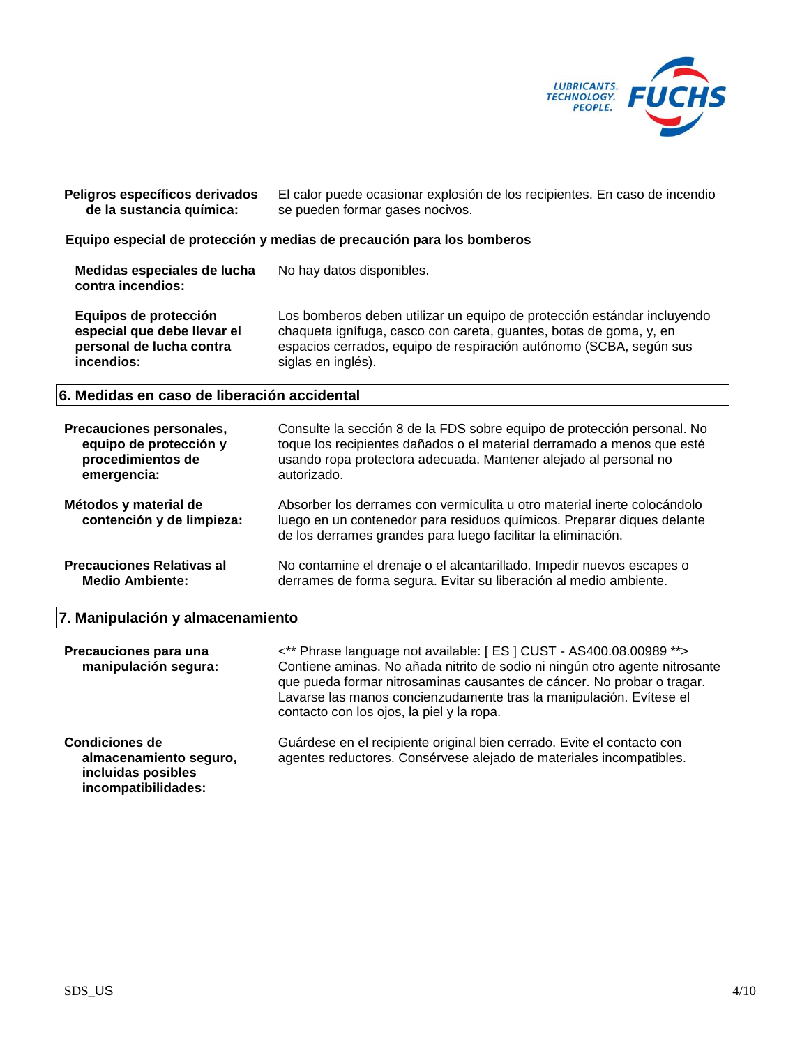**Peligros específicos derivados de la sustancia química:** El calor puede ocasionar explosión de los recipientes. En caso de incendio se pueden formar gases nocivos.

**Equipo especial de protección y medias de precaución para los bomberos**

**Medidas especiales de lucha contra incendios:** No hay datos disponibles.

**Equipos de protección especial que debe llevar el personal de lucha contra incendios:** Los bomberos deben utilizar un equipo de protección estándar incluyendo chaqueta ignífuga, casco con careta, guantes, botas de goma, y, en espacios cerrados, equipo de respiración autónomo (SCBA, según sus siglas en inglés).

## 6. Medidas en caso de liberación accidental

**Precauciones personales, equipo de protección y procedimientos de emergencia:** Consulte la sección 8 de la FDS sobre equipo de protección personal. No toque los recipientes dañados o el material derramado a menos que esté usando ropa protectora adecuada. Mantener alejado al personal no autorizado.

**Métodos y material de contención y de limpieza:** Absorber los derrames con vermiculita u otro material inerte colocándolo luego en un contenedor para residuos químicos. Preparar diques delante de los derrames grandes para luego facilitar la eliminación.

**Precauciones Relativas al Medio Ambiente:** No contamine el drenaje o el alcantarillado. Impedir nuevos escapes o derrames de forma segura. Evitar su liberación al medio ambiente.

## 7. Manipulación y almacenamiento

**Precauciones para una manipulación segura:** <** Phrase language not available: [ ES ] CUST - AS400.08.00989 **> Contiene aminas. No añada nitrito de sodio ni ningún otro agente nitrosante que pueda formar nitrosaminas causantes de cáncer. No probar o tragar. Lavarse las manos concienzudamente tras la manipulación. Evítese el contacto con los ojos, la piel y la ropa.

**Condiciones de almacenamiento seguro, incluidas posibles incompatibilidades:** Guárdese en el recipiente original bien cerrado. Evite el contacto con agentes reductores. Consérvese alejado de materiales incompatibles.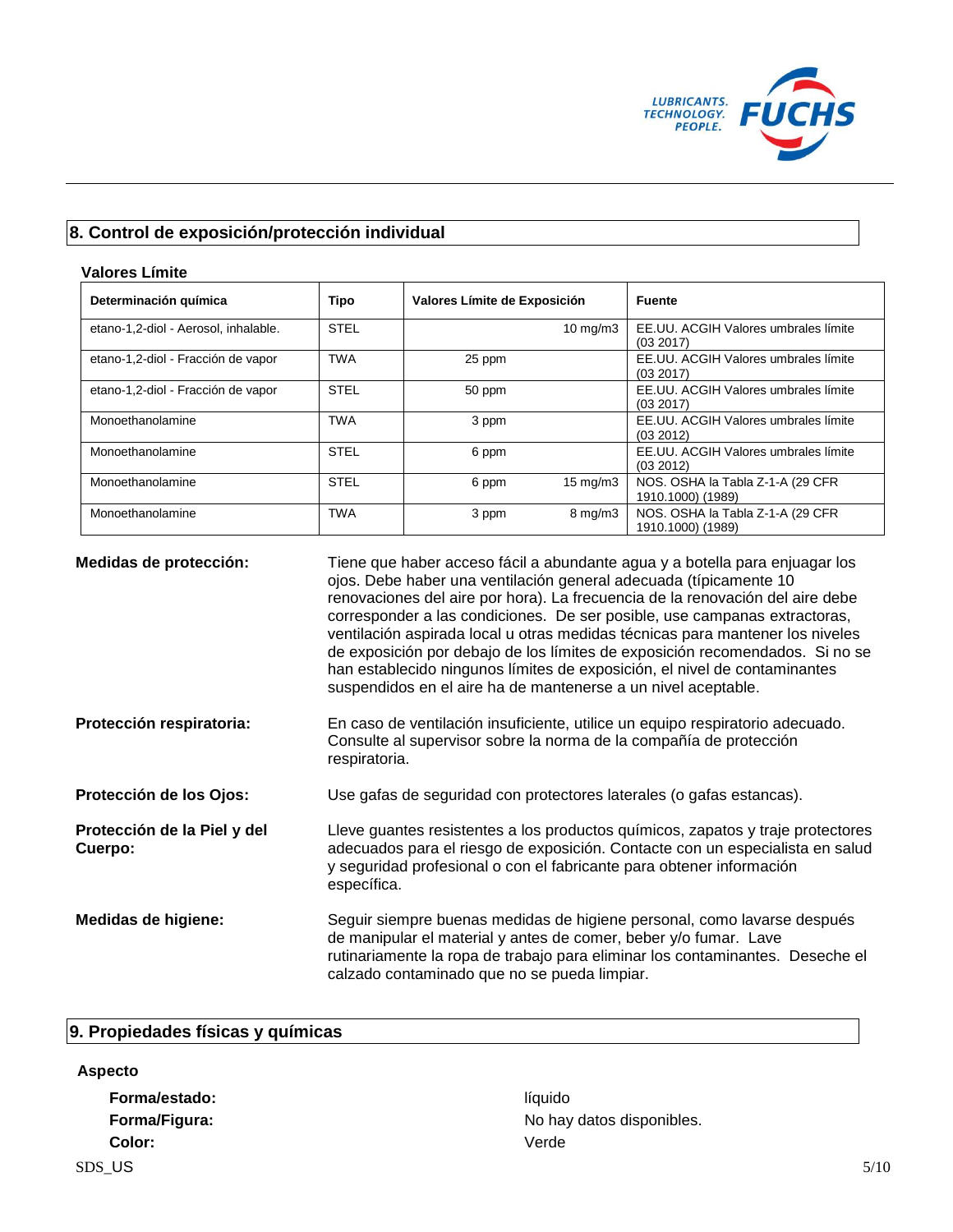## 8. Control de exposición/protección individual

### Valores Límite

| Determinación química | Tipo | Valores Límite de Exposición | | Fuente |
|---|---|---|---|---|
| etano-1,2-diol - Aerosol, inhalable. | STEL | | 10 mg/m3 | EE.UU. ACGIH Valores umbrales límite (03 2017) |
| etano-1,2-diol - Fracción de vapor | TWA | 25 ppm | | EE.UU. ACGIH Valores umbrales límite (03 2017) |
| etano-1,2-diol - Fracción de vapor | STEL | 50 ppm | | EE.UU. ACGIH Valores umbrales límite (03 2017) |
| Monoethanolamine | TWA | 3 ppm | | EE.UU. ACGIH Valores umbrales límite (03 2012) |
| Monoethanolamine | STEL | 6 ppm | | EE.UU. ACGIH Valores umbrales límite (03 2012) |
| Monoethanolamine | STEL | 6 ppm | 15 mg/m3 | NOS. OSHA la Tabla Z-1-A (29 CFR 1910.1000) (1989) |
| Monoethanolamine | TWA | 3 ppm | 8 mg/m3 | NOS. OSHA la Tabla Z-1-A (29 CFR 1910.1000) (1989) |

**Medidas de protección:** Tiene que haber acceso fácil a abundante agua y a botella para enjuagar los ojos. Debe haber una ventilación general adecuada (típicamente 10 renovaciones del aire por hora). La frecuencia de la renovación del aire debe corresponder a las condiciones. De ser posible, use campanas extractoras, ventilación aspirada local u otras medidas técnicas para mantener los niveles de exposición por debajo de los límites de exposición recomendados. Si no se han establecido ningunos límites de exposición, el nivel de contaminantes suspendidos en el aire ha de mantenerse a un nivel aceptable.

**Protección respiratoria:** En caso de ventilación insuficiente, utilice un equipo respiratorio adecuado. Consulte al supervisor sobre la norma de la compañía de protección respiratoria.

**Protección de los Ojos:** Use gafas de seguridad con protectores laterales (o gafas estancas).

**Protección de la Piel y del Cuerpo:** Lleve guantes resistentes a los productos químicos, zapatos y traje protectores adecuados para el riesgo de exposición. Contacte con un especialista en salud y seguridad profesional o con el fabricante para obtener información específica.

**Medidas de higiene:** Seguir siempre buenas medidas de higiene personal, como lavarse después de manipular el material y antes de comer, beber y/o fumar. Lave rutinariamente la ropa de trabajo para eliminar los contaminantes. Deseche el calzado contaminado que no se pueda limpiar.

## 9. Propiedades físicas y químicas

**Aspecto**

**Forma/estado:** líquido

**Forma/Figura:** No hay datos disponibles.

**Color:** Verde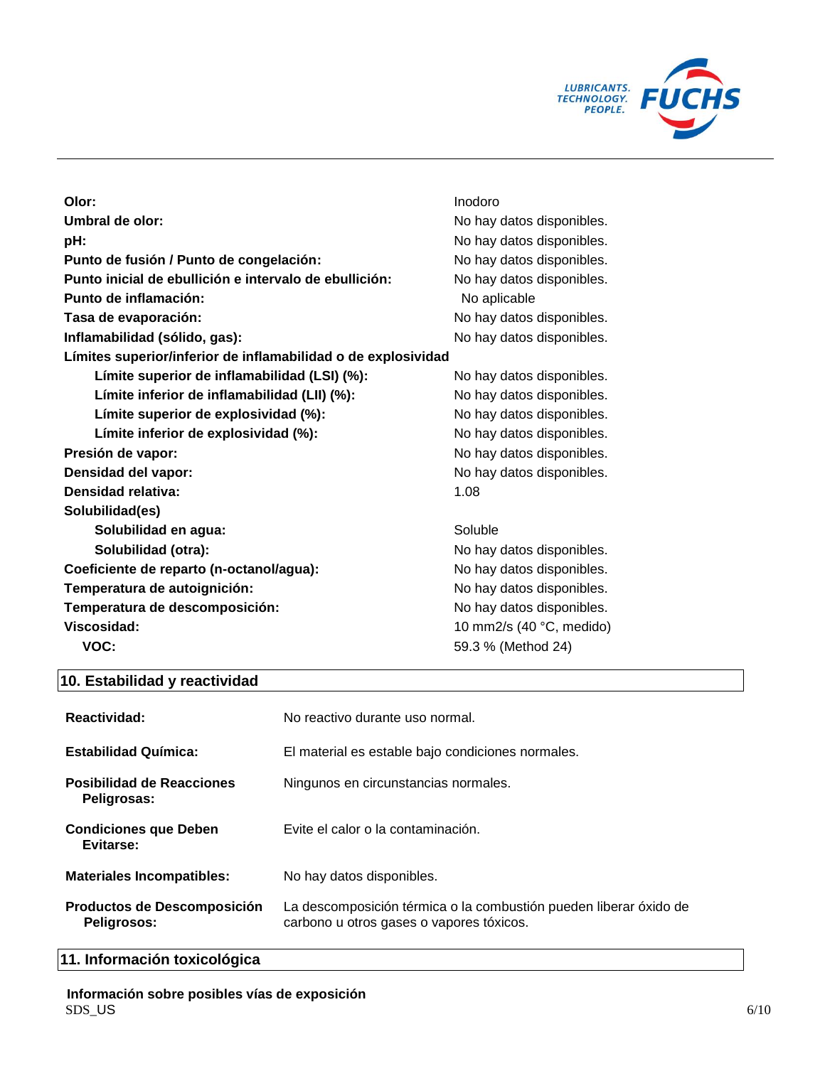| | |
|---|---|
| **Olor:** | Inodoro |
| **Umbral de olor:** | No hay datos disponibles. |
| **pH:** | No hay datos disponibles. |
| **Punto de fusión / Punto de congelación:** | No hay datos disponibles. |
| **Punto inicial de ebullición e intervalo de ebullición:** | No hay datos disponibles. |
| **Punto de inflamación:** | No aplicable |
| **Tasa de evaporación:** | No hay datos disponibles. |
| **Inflamabilidad (sólido, gas):** | No hay datos disponibles. |
| **Límites superior/inferior de inflamabilidad o de explosividad** | |
| **Límite superior de inflamabilidad (LSI) (%):** | No hay datos disponibles. |
| **Límite inferior de inflamabilidad (LII) (%):** | No hay datos disponibles. |
| **Límite superior de explosividad (%):** | No hay datos disponibles. |
| **Límite inferior de explosividad (%):** | No hay datos disponibles. |
| **Presión de vapor:** | No hay datos disponibles. |
| **Densidad del vapor:** | No hay datos disponibles. |
| **Densidad relativa:** | 1.08 |
| **Solubilidad(es)** | |
| **Solubilidad en agua:** | Soluble |
| **Solubilidad (otra):** | No hay datos disponibles. |
| **Coeficiente de reparto (n-octanol/agua):** | No hay datos disponibles. |
| **Temperatura de autoignición:** | No hay datos disponibles. |
| **Temperatura de descomposición:** | No hay datos disponibles. |
| **Viscosidad:** | 10 mm2/s (40 °C, medido) |
| **VOC:** | 59.3 % (Method 24) |

## 10. Estabilidad y reactividad

| | |
|---|---|
| **Reactividad:** | No reactivo durante uso normal. |
| **Estabilidad Química:** | El material es estable bajo condiciones normales. |
| **Posibilidad de Reacciones Peligrosas:** | Ningunos en circunstancias normales. |
| **Condiciones que Deben Evitarse:** | Evite el calor o la contaminación. |
| **Materiales Incompatibles:** | No hay datos disponibles. |
| **Productos de Descomposición Peligrosos:** | La descomposición térmica o la combustión pueden liberar óxido de carbono u otros gases o vapores tóxicos. |

## 11. Información toxicológica

**Información sobre posibles vías de exposición**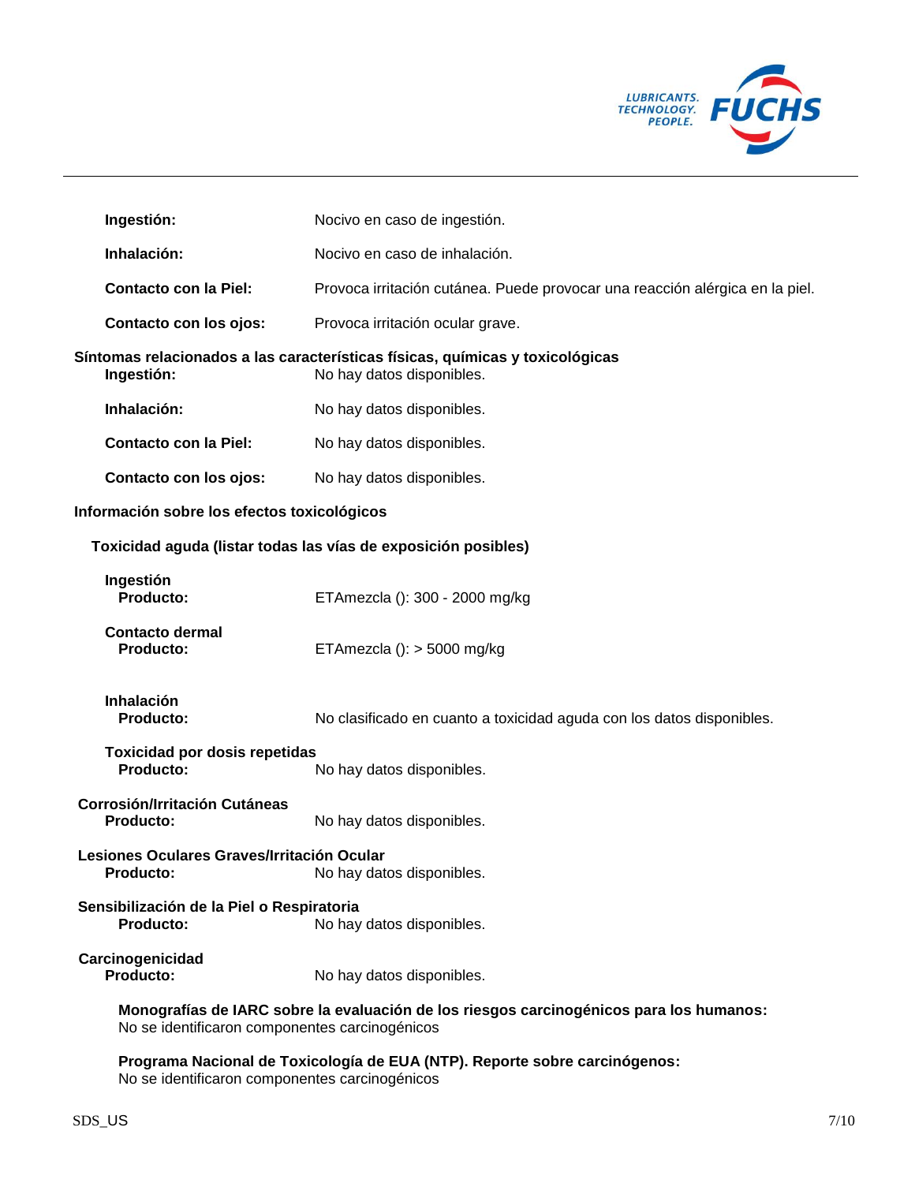**Ingestión:** Nocivo en caso de ingestión.

**Inhalación:** Nocivo en caso de inhalación.

**Contacto con la Piel:** Provoca irritación cutánea. Puede provocar una reacción alérgica en la piel.

**Contacto con los ojos:** Provoca irritación ocular grave.

**Síntomas relacionados a las características físicas, químicas y toxicológicas**

**Ingestión:** No hay datos disponibles.

**Inhalación:** No hay datos disponibles.

**Contacto con la Piel:** No hay datos disponibles.

**Contacto con los ojos:** No hay datos disponibles.

**Información sobre los efectos toxicológicos**

**Toxicidad aguda (listar todas las vías de exposición posibles)**

**Ingestión**

**Producto:** ETAmezcla (): 300 - 2000 mg/kg

**Contacto dermal**

**Producto:** ETAmezcla (): > 5000 mg/kg

**Inhalación**

**Producto:** No clasificado en cuanto a toxicidad aguda con los datos disponibles.

**Toxicidad por dosis repetidas**

**Producto:** No hay datos disponibles.

**Corrosión/Irritación Cutáneas**

**Producto:** No hay datos disponibles.

**Lesiones Oculares Graves/Irritación Ocular**

**Producto:** No hay datos disponibles.

**Sensibilización de la Piel o Respiratoria**

**Producto:** No hay datos disponibles.

**Carcinogenicidad**

**Producto:** No hay datos disponibles.

**Monografías de IARC sobre la evaluación de los riesgos carcinogénicos para los humanos:**
No se identificaron componentes carcinogénicos

**Programa Nacional de Toxicología de EUA (NTP). Reporte sobre carcinógenos:**
No se identificaron componentes carcinogénicos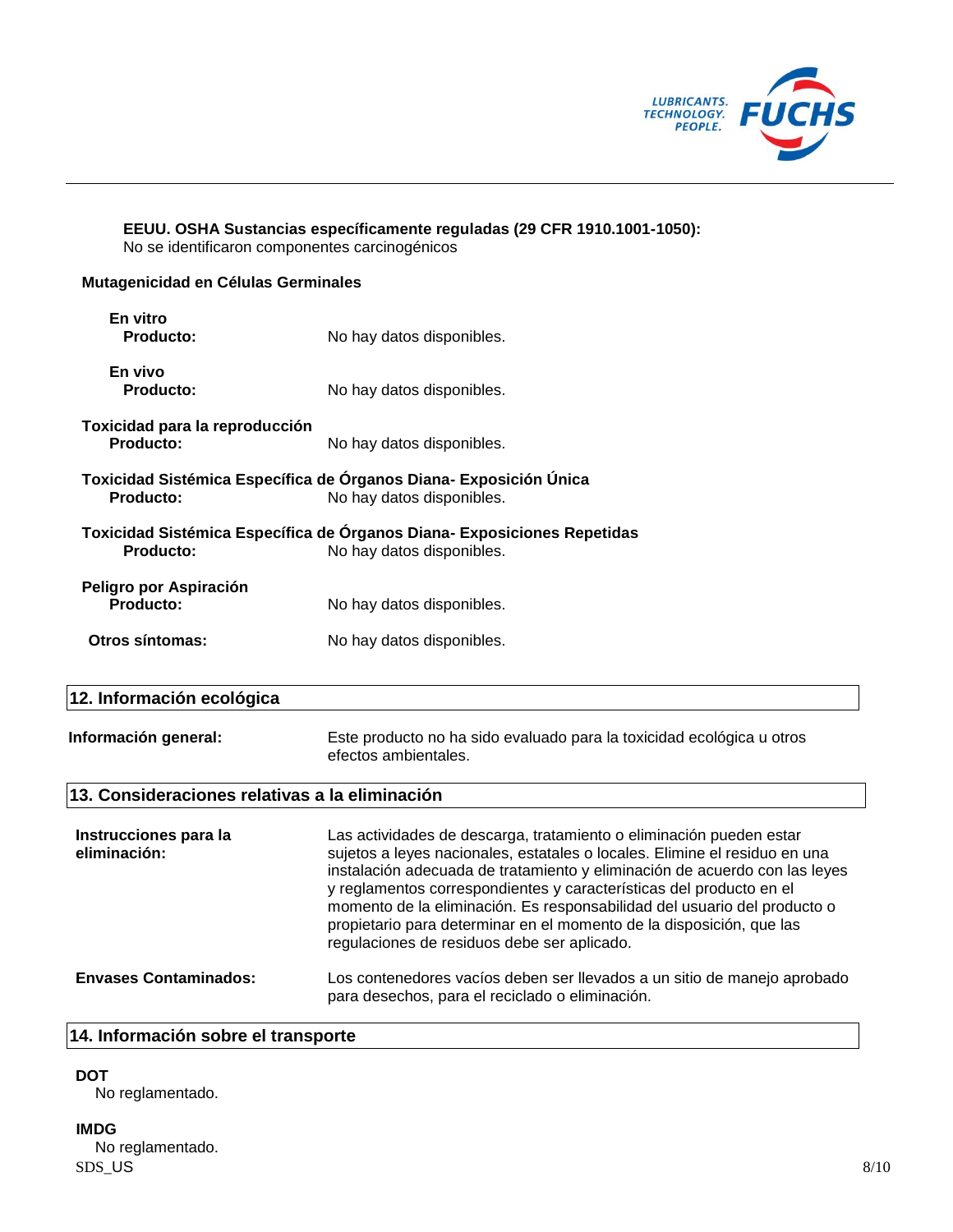**EEUU. OSHA Sustancias específicamente reguladas (29 CFR 1910.1001-1050):**
No se identificaron componentes carcinogénicos

**Mutagenicidad en Células Germinales**

**En vitro**
**Producto:** No hay datos disponibles.

**En vivo**
**Producto:** No hay datos disponibles.

**Toxicidad para la reproducción**
**Producto:** No hay datos disponibles.

**Toxicidad Sistémica Específica de Órganos Diana- Exposición Única**
**Producto:** No hay datos disponibles.

**Toxicidad Sistémica Específica de Órganos Diana- Exposiciones Repetidas**
**Producto:** No hay datos disponibles.

**Peligro por Aspiración**
**Producto:** No hay datos disponibles.

**Otros síntomas:** No hay datos disponibles.

## 12. Información ecológica

**Información general:** Este producto no ha sido evaluado para la toxicidad ecológica u otros efectos ambientales.

## 13. Consideraciones relativas a la eliminación

**Instrucciones para la eliminación:** Las actividades de descarga, tratamiento o eliminación pueden estar sujetos a leyes nacionales, estatales o locales. Elimine el residuo en una instalación adecuada de tratamiento y eliminación de acuerdo con las leyes y reglamentos correspondientes y características del producto en el momento de la eliminación. Es responsabilidad del usuario del producto o propietario para determinar en el momento de la disposición, que las regulaciones de residuos debe ser aplicado.

**Envases Contaminados:** Los contenedores vacíos deben ser llevados a un sitio de manejo aprobado para desechos, para el reciclado o eliminación.

## 14. Información sobre el transporte

**DOT**
No reglamentado.

**IMDG**
No reglamentado.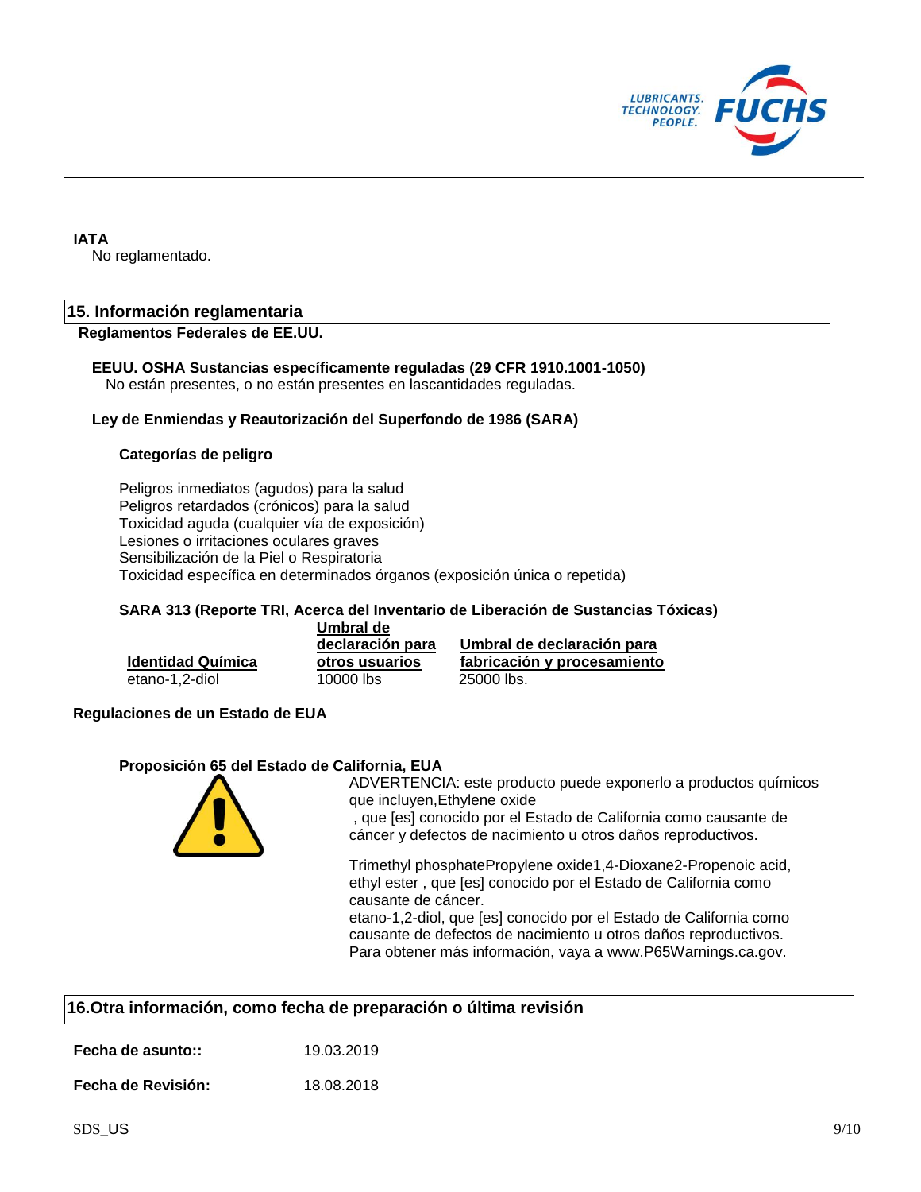**IATA**

No reglamentado.

## 15. Información reglamentaria

**Reglamentos Federales de EE.UU.**

**EEUU. OSHA Sustancias específicamente reguladas (29 CFR 1910.1001-1050)**

No están presentes, o no están presentes en lascantidades reguladas.

**Ley de Enmiendas y Reautorización del Superfondo de 1986 (SARA)**

**Categorías de peligro**

Peligros inmediatos (agudos) para la salud
Peligros retardados (crónicos) para la salud
Toxicidad aguda (cualquier vía de exposición)
Lesiones o irritaciones oculares graves
Sensibilización de la Piel o Respiratoria
Toxicidad específica en determinados órganos (exposición única o repetida)

**SARA 313 (Reporte TRI, Acerca del Inventario de Liberación de Sustancias Tóxicas)**

| Identidad Química | Umbral de declaración para otros usuarios | Umbral de declaración para fabricación y procesamiento |
| --- | --- | --- |
| etano-1,2-diol | 10000 lbs | 25000 lbs. |

**Regulaciones de un Estado de EUA**

**Proposición 65 del Estado de California, EUA**

ADVERTENCIA: este producto puede exponerlo a productos químicos que incluyen,Ethylene oxide
, que [es] conocido por el Estado de California como causante de cáncer y defectos de nacimiento u otros daños reproductivos.

Trimethyl phosphatePropylene oxide1,4-Dioxane2-Propenoic acid, ethyl ester , que [es] conocido por el Estado de California como causante de cáncer.
etano-1,2-diol, que [es] conocido por el Estado de California como causante de defectos de nacimiento u otros daños reproductivos.
Para obtener más información, vaya a www.P65Warnings.ca.gov.

## 16.Otra información, como fecha de preparación o última revisión

**Fecha de asunto::** 19.03.2019

**Fecha de Revisión:** 18.08.2018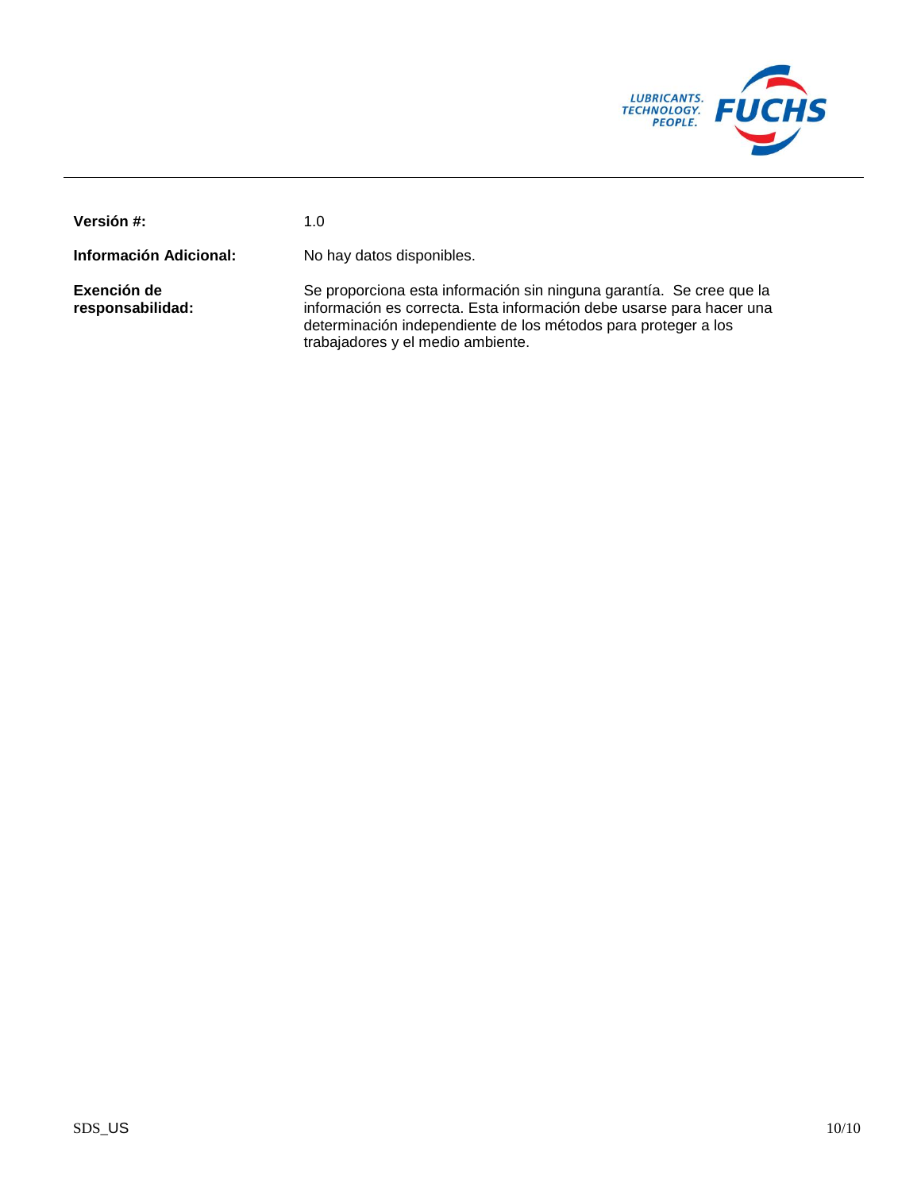**Versión #:** 1.0

**Información Adicional:** No hay datos disponibles.

**Exención de responsabilidad:** Se proporciona esta información sin ninguna garantía. Se cree que la información es correcta. Esta información debe usarse para hacer una determinación independiente de los métodos para proteger a los trabajadores y el medio ambiente.